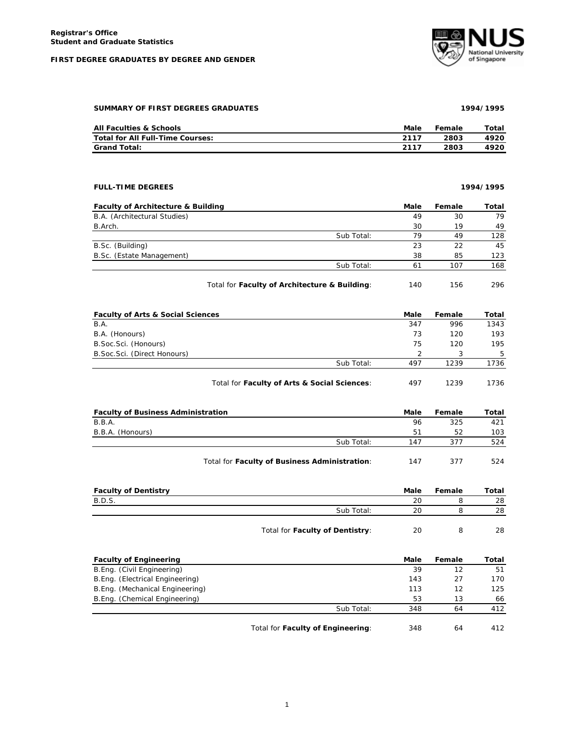**Registrar's Office**
**Student and Graduate Statistics**

**FIRST DEGREE GRADUATES BY DEGREE AND GENDER**

## SUMMARY OF FIRST DEGREES GRADUATES — 1994/1995

| All Faculties & Schools | Male | Female | Total |
|---|---|---|---|
| **Total for All Full-Time Courses:** | **2117** | **2803** | **4920** |
| **Grand Total:** | **2117** | **2803** | **4920** |

## FULL-TIME DEGREES — 1994/1995

| Faculty of Architecture & Building | | Male | Female | Total |
|---|---|---|---|---|
| B.A. (Architectural Studies) | | 49 | 30 | 79 |
| B.Arch. | | 30 | 19 | 49 |
| | Sub Total: | 79 | 49 | 128 |
| B.Sc. (Building) | | 23 | 22 | 45 |
| B.Sc. (Estate Management) | | 38 | 85 | 123 |
| | Sub Total: | 61 | 107 | 168 |
| | Total for **Faculty of Architecture & Building**: | 140 | 156 | 296 |

| Faculty of Arts & Social Sciences | | Male | Female | Total |
|---|---|---|---|---|
| B.A. | | 347 | 996 | 1343 |
| B.A. (Honours) | | 73 | 120 | 193 |
| B.Soc.Sci. (Honours) | | 75 | 120 | 195 |
| B.Soc.Sci. (Direct Honours) | | 2 | 3 | 5 |
| | Sub Total: | 497 | 1239 | 1736 |
| | Total for **Faculty of Arts & Social Sciences**: | 497 | 1239 | 1736 |

| Faculty of Business Administration | | Male | Female | Total |
|---|---|---|---|---|
| B.B.A. | | 96 | 325 | 421 |
| B.B.A. (Honours) | | 51 | 52 | 103 |
| | Sub Total: | 147 | 377 | 524 |
| | Total for **Faculty of Business Administration**: | 147 | 377 | 524 |

| Faculty of Dentistry | | Male | Female | Total |
|---|---|---|---|---|
| B.D.S. | | 20 | 8 | 28 |
| | Sub Total: | 20 | 8 | 28 |
| | Total for **Faculty of Dentistry**: | 20 | 8 | 28 |

| Faculty of Engineering | | Male | Female | Total |
|---|---|---|---|---|
| B.Eng. (Civil Engineering) | | 39 | 12 | 51 |
| B.Eng. (Electrical Engineering) | | 143 | 27 | 170 |
| B.Eng. (Mechanical Engineering) | | 113 | 12 | 125 |
| B.Eng. (Chemical Engineering) | | 53 | 13 | 66 |
| | Sub Total: | 348 | 64 | 412 |
| | Total for **Faculty of Engineering**: | 348 | 64 | 412 |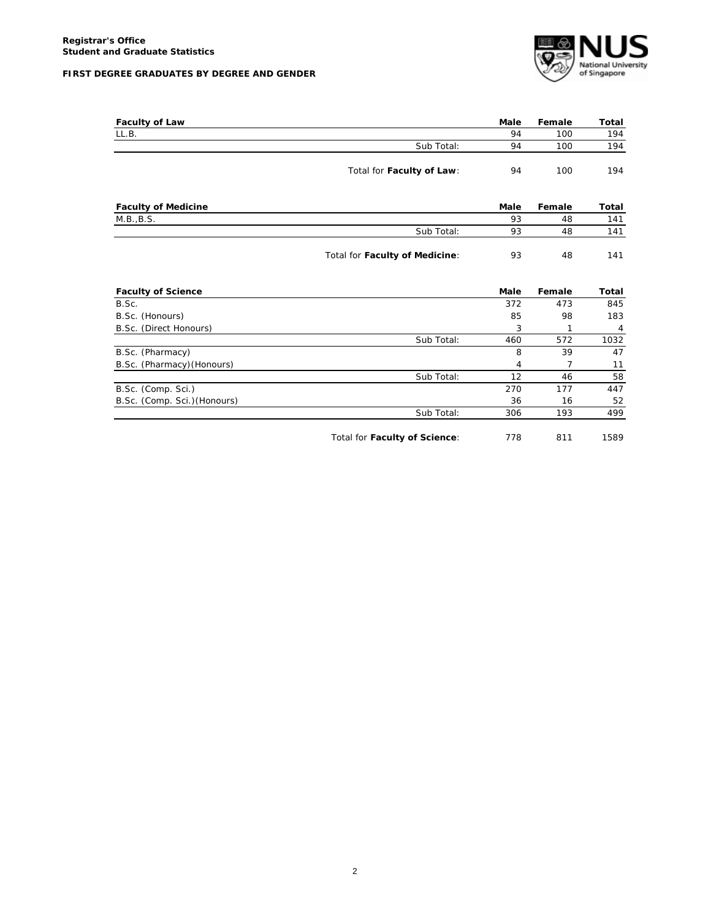**Registrar's Office**
**Student and Graduate Statistics**

**FIRST DEGREE GRADUATES BY DEGREE AND GENDER**

| **Faculty of Law** | | **Male** | **Female** | **Total** |
|---|---|---|---|---|
| LL.B. | | 94 | 100 | 194 |
| | Sub Total: | 94 | 100 | 194 |
| | Total for **Faculty of Law**: | 94 | 100 | 194 |

| **Faculty of Medicine** | | **Male** | **Female** | **Total** |
|---|---|---|---|---|
| M.B.,B.S. | | 93 | 48 | 141 |
| | Sub Total: | 93 | 48 | 141 |
| | Total for **Faculty of Medicine**: | 93 | 48 | 141 |

| **Faculty of Science** | | **Male** | **Female** | **Total** |
|---|---|---|---|---|
| B.Sc. | | 372 | 473 | 845 |
| B.Sc. (Honours) | | 85 | 98 | 183 |
| B.Sc. (Direct Honours) | | 3 | 1 | 4 |
| | Sub Total: | 460 | 572 | 1032 |
| B.Sc. (Pharmacy) | | 8 | 39 | 47 |
| B.Sc. (Pharmacy)(Honours) | | 4 | 7 | 11 |
| | Sub Total: | 12 | 46 | 58 |
| B.Sc. (Comp. Sci.) | | 270 | 177 | 447 |
| B.Sc. (Comp. Sci.)(Honours) | | 36 | 16 | 52 |
| | Sub Total: | 306 | 193 | 499 |
| | Total for **Faculty of Science**: | 778 | 811 | 1589 |